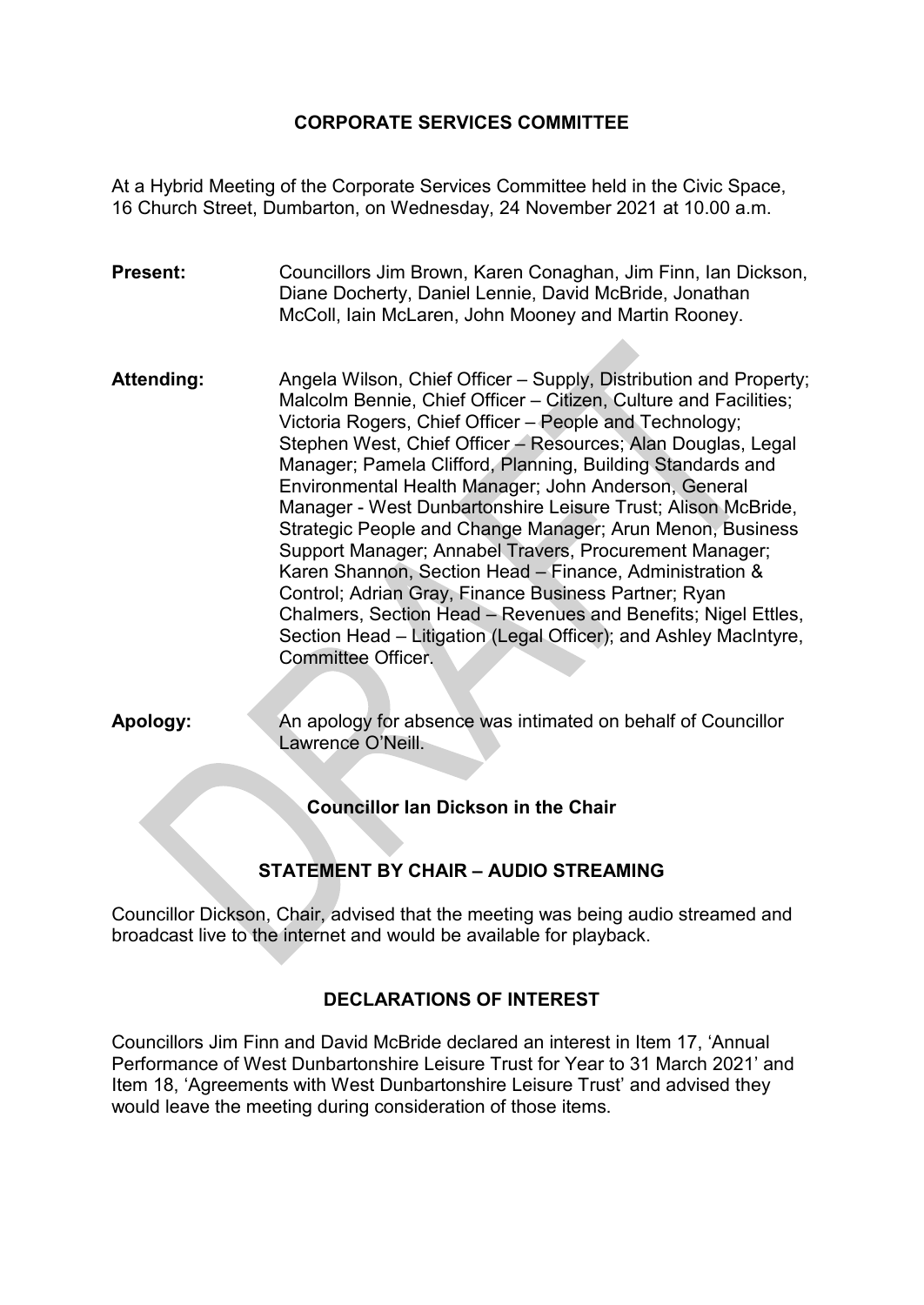# CORPORATE SERVICES COMMITTEE

At a Hybrid Meeting of the Corporate Services Committee held in the Civic Space, 16 Church Street, Dumbarton, on Wednesday, 24 November 2021 at 10.00 a.m.

**Present:** Councillors Jim Brown, Karen Conaghan, Jim Finn, Ian Dickson, Diane Docherty, Daniel Lennie, David McBride, Jonathan McColl, Iain McLaren, John Mooney and Martin Rooney.

**Attending:** Angela Wilson, Chief Officer – Supply, Distribution and Property; Malcolm Bennie, Chief Officer – Citizen, Culture and Facilities; Victoria Rogers, Chief Officer – People and Technology; Stephen West, Chief Officer – Resources; Alan Douglas, Legal Manager; Pamela Clifford, Planning, Building Standards and Environmental Health Manager; John Anderson, General Manager - West Dunbartonshire Leisure Trust; Alison McBride, Strategic People and Change Manager; Arun Menon, Business Support Manager; Annabel Travers, Procurement Manager; Karen Shannon, Section Head – Finance, Administration & Control; Adrian Gray, Finance Business Partner; Ryan Chalmers, Section Head – Revenues and Benefits; Nigel Ettles, Section Head – Litigation (Legal Officer); and Ashley MacIntyre, Committee Officer.

**Apology:** An apology for absence was intimated on behalf of Councillor Lawrence O'Neill.

**Councillor Ian Dickson in the Chair**

## STATEMENT BY CHAIR – AUDIO STREAMING

Councillor Dickson, Chair, advised that the meeting was being audio streamed and broadcast live to the internet and would be available for playback.

## DECLARATIONS OF INTEREST

Councillors Jim Finn and David McBride declared an interest in Item 17, 'Annual Performance of West Dunbartonshire Leisure Trust for Year to 31 March 2021' and Item 18, 'Agreements with West Dunbartonshire Leisure Trust' and advised they would leave the meeting during consideration of those items.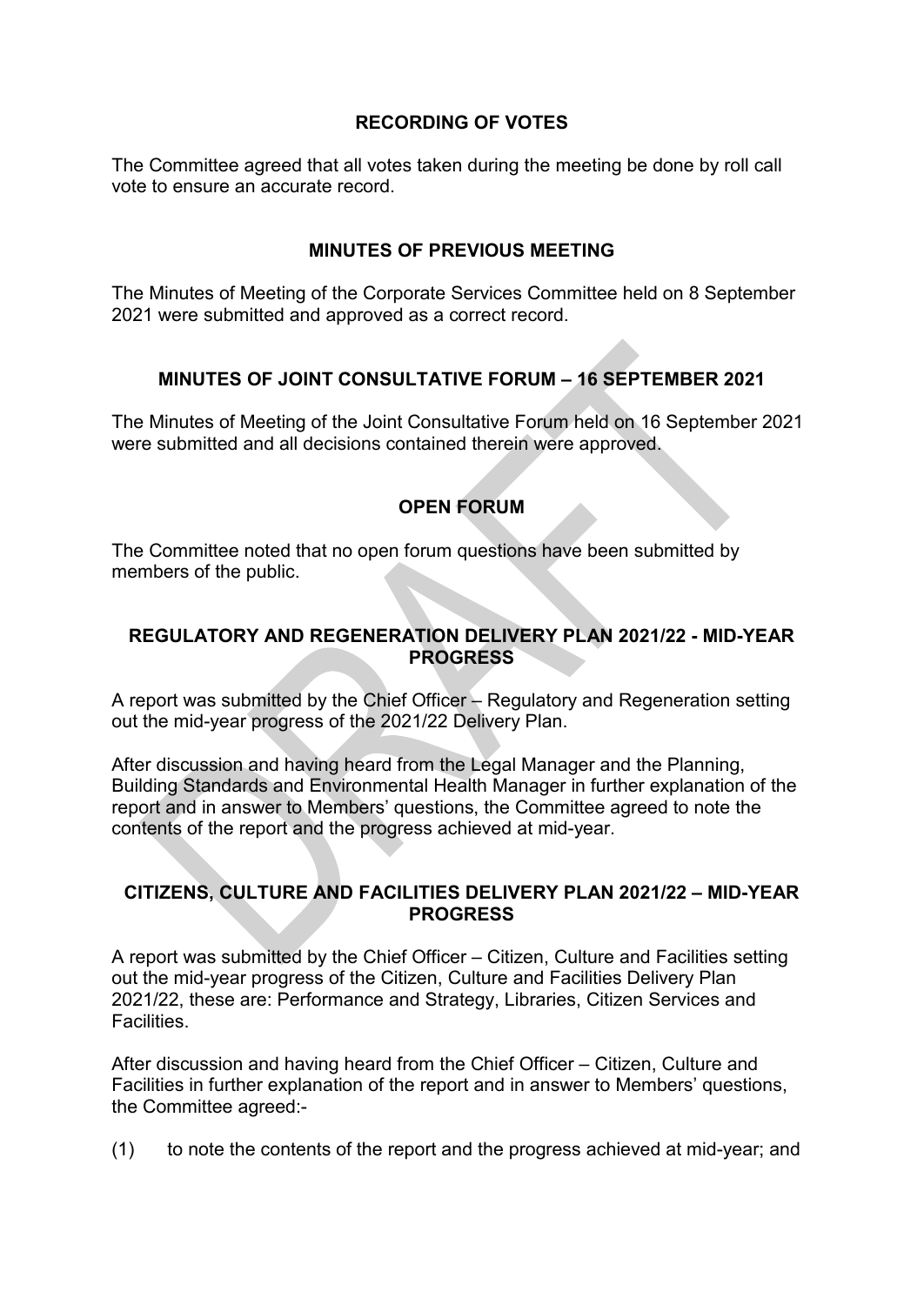## RECORDING OF VOTES

The Committee agreed that all votes taken during the meeting be done by roll call vote to ensure an accurate record.

## MINUTES OF PREVIOUS MEETING

The Minutes of Meeting of the Corporate Services Committee held on 8 September 2021 were submitted and approved as a correct record.

## MINUTES OF JOINT CONSULTATIVE FORUM – 16 SEPTEMBER 2021

The Minutes of Meeting of the Joint Consultative Forum held on 16 September 2021 were submitted and all decisions contained therein were approved.

## OPEN FORUM

The Committee noted that no open forum questions have been submitted by members of the public.

## REGULATORY AND REGENERATION DELIVERY PLAN 2021/22 - MID-YEAR PROGRESS

A report was submitted by the Chief Officer – Regulatory and Regeneration setting out the mid-year progress of the 2021/22 Delivery Plan.

After discussion and having heard from the Legal Manager and the Planning, Building Standards and Environmental Health Manager in further explanation of the report and in answer to Members' questions, the Committee agreed to note the contents of the report and the progress achieved at mid-year.

## CITIZENS, CULTURE AND FACILITIES DELIVERY PLAN 2021/22 – MID-YEAR PROGRESS

A report was submitted by the Chief Officer – Citizen, Culture and Facilities setting out the mid-year progress of the Citizen, Culture and Facilities Delivery Plan 2021/22, these are: Performance and Strategy, Libraries, Citizen Services and Facilities.

After discussion and having heard from the Chief Officer – Citizen, Culture and Facilities in further explanation of the report and in answer to Members' questions, the Committee agreed:-

(1) to note the contents of the report and the progress achieved at mid-year; and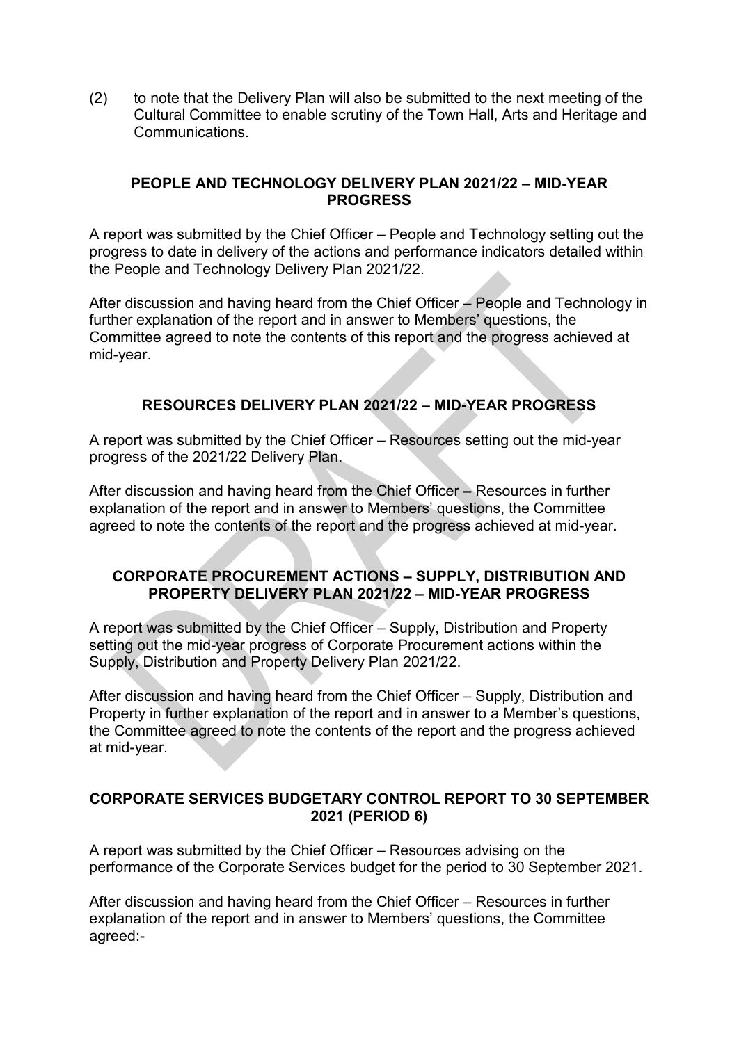(2) to note that the Delivery Plan will also be submitted to the next meeting of the Cultural Committee to enable scrutiny of the Town Hall, Arts and Heritage and Communications.

## PEOPLE AND TECHNOLOGY DELIVERY PLAN 2021/22 – MID-YEAR PROGRESS

A report was submitted by the Chief Officer – People and Technology setting out the progress to date in delivery of the actions and performance indicators detailed within the People and Technology Delivery Plan 2021/22.

After discussion and having heard from the Chief Officer – People and Technology in further explanation of the report and in answer to Members' questions, the Committee agreed to note the contents of this report and the progress achieved at mid-year.

## RESOURCES DELIVERY PLAN 2021/22 – MID-YEAR PROGRESS

A report was submitted by the Chief Officer – Resources setting out the mid-year progress of the 2021/22 Delivery Plan.

After discussion and having heard from the Chief Officer – Resources in further explanation of the report and in answer to Members' questions, the Committee agreed to note the contents of the report and the progress achieved at mid-year.

## CORPORATE PROCUREMENT ACTIONS – SUPPLY, DISTRIBUTION AND PROPERTY DELIVERY PLAN 2021/22 – MID-YEAR PROGRESS

A report was submitted by the Chief Officer – Supply, Distribution and Property setting out the mid-year progress of Corporate Procurement actions within the Supply, Distribution and Property Delivery Plan 2021/22.

After discussion and having heard from the Chief Officer – Supply, Distribution and Property in further explanation of the report and in answer to a Member's questions, the Committee agreed to note the contents of the report and the progress achieved at mid-year.

## CORPORATE SERVICES BUDGETARY CONTROL REPORT TO 30 SEPTEMBER 2021 (PERIOD 6)

A report was submitted by the Chief Officer – Resources advising on the performance of the Corporate Services budget for the period to 30 September 2021.

After discussion and having heard from the Chief Officer – Resources in further explanation of the report and in answer to Members' questions, the Committee agreed:-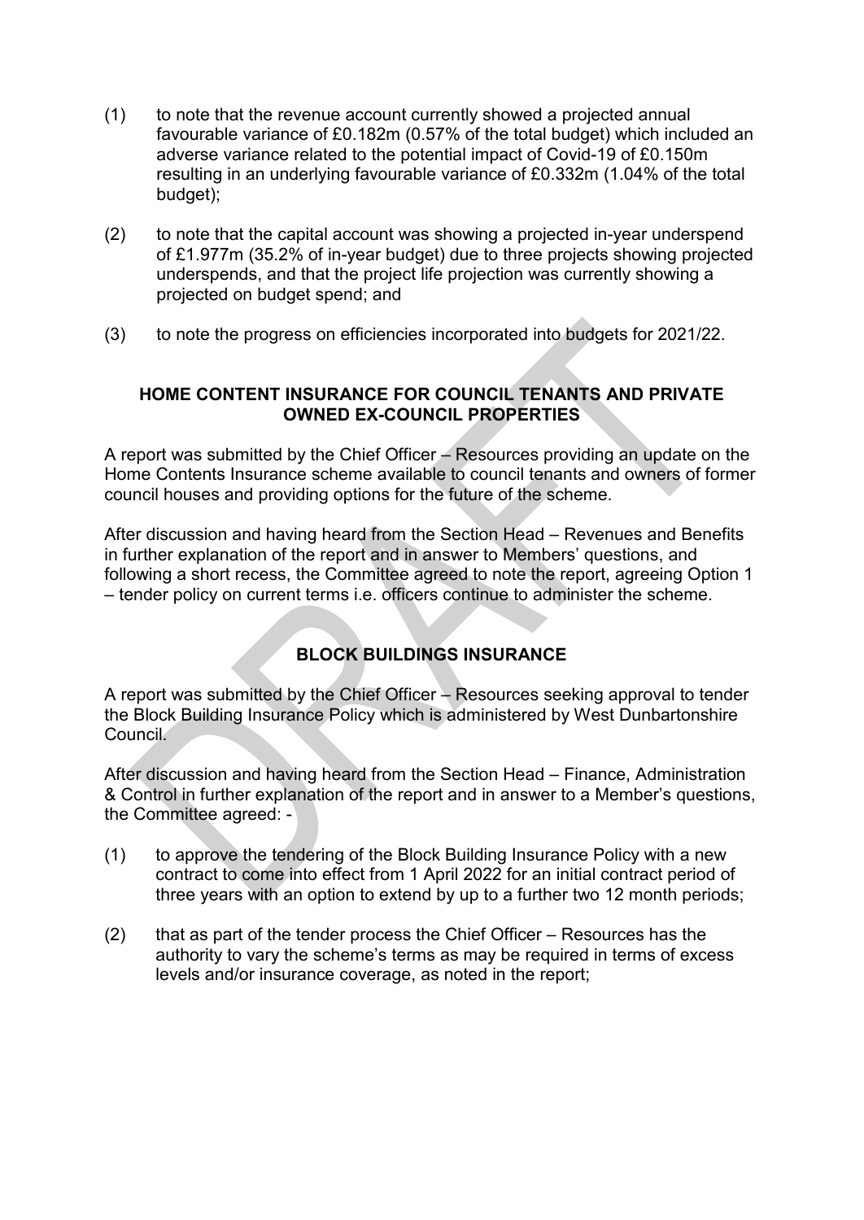(1) to note that the revenue account currently showed a projected annual favourable variance of £0.182m (0.57% of the total budget) which included an adverse variance related to the potential impact of Covid-19 of £0.150m resulting in an underlying favourable variance of £0.332m (1.04% of the total budget);

(2) to note that the capital account was showing a projected in-year underspend of £1.977m (35.2% of in-year budget) due to three projects showing projected underspends, and that the project life projection was currently showing a projected on budget spend; and

(3) to note the progress on efficiencies incorporated into budgets for 2021/22.

## HOME CONTENT INSURANCE FOR COUNCIL TENANTS AND PRIVATE OWNED EX-COUNCIL PROPERTIES

A report was submitted by the Chief Officer – Resources providing an update on the Home Contents Insurance scheme available to council tenants and owners of former council houses and providing options for the future of the scheme.

After discussion and having heard from the Section Head – Revenues and Benefits in further explanation of the report and in answer to Members' questions, and following a short recess, the Committee agreed to note the report, agreeing Option 1 – tender policy on current terms i.e. officers continue to administer the scheme.

## BLOCK BUILDINGS INSURANCE

A report was submitted by the Chief Officer – Resources seeking approval to tender the Block Building Insurance Policy which is administered by West Dunbartonshire Council.

After discussion and having heard from the Section Head – Finance, Administration & Control in further explanation of the report and in answer to a Member's questions, the Committee agreed: -

(1) to approve the tendering of the Block Building Insurance Policy with a new contract to come into effect from 1 April 2022 for an initial contract period of three years with an option to extend by up to a further two 12 month periods;

(2) that as part of the tender process the Chief Officer – Resources has the authority to vary the scheme's terms as may be required in terms of excess levels and/or insurance coverage, as noted in the report;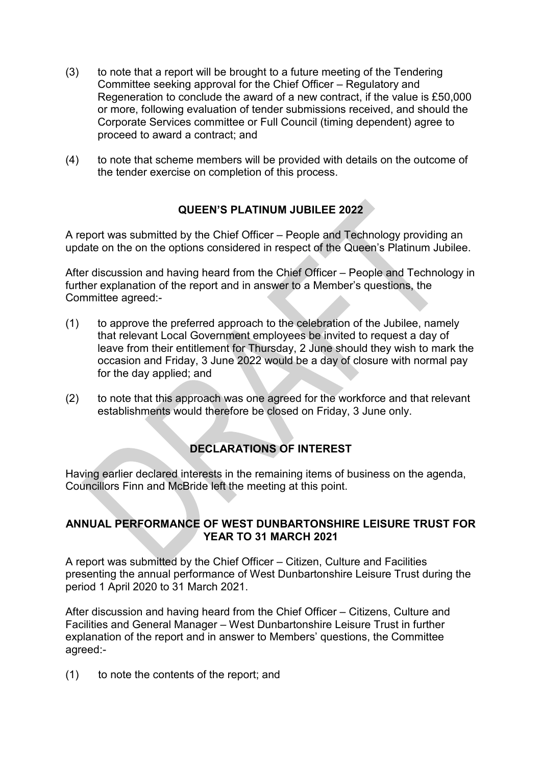(3) to note that a report will be brought to a future meeting of the Tendering Committee seeking approval for the Chief Officer – Regulatory and Regeneration to conclude the award of a new contract, if the value is £50,000 or more, following evaluation of tender submissions received, and should the Corporate Services committee or Full Council (timing dependent) agree to proceed to award a contract; and

(4) to note that scheme members will be provided with details on the outcome of the tender exercise on completion of this process.

## QUEEN'S PLATINUM JUBILEE 2022

A report was submitted by the Chief Officer – People and Technology providing an update on the on the options considered in respect of the Queen's Platinum Jubilee.

After discussion and having heard from the Chief Officer – People and Technology in further explanation of the report and in answer to a Member's questions, the Committee agreed:-

(1) to approve the preferred approach to the celebration of the Jubilee, namely that relevant Local Government employees be invited to request a day of leave from their entitlement for Thursday, 2 June should they wish to mark the occasion and Friday, 3 June 2022 would be a day of closure with normal pay for the day applied; and

(2) to note that this approach was one agreed for the workforce and that relevant establishments would therefore be closed on Friday, 3 June only.

## DECLARATIONS OF INTEREST

Having earlier declared interests in the remaining items of business on the agenda, Councillors Finn and McBride left the meeting at this point.

## ANNUAL PERFORMANCE OF WEST DUNBARTONSHIRE LEISURE TRUST FOR YEAR TO 31 MARCH 2021

A report was submitted by the Chief Officer – Citizen, Culture and Facilities presenting the annual performance of West Dunbartonshire Leisure Trust during the period 1 April 2020 to 31 March 2021.

After discussion and having heard from the Chief Officer – Citizens, Culture and Facilities and General Manager – West Dunbartonshire Leisure Trust in further explanation of the report and in answer to Members' questions, the Committee agreed:-

(1) to note the contents of the report; and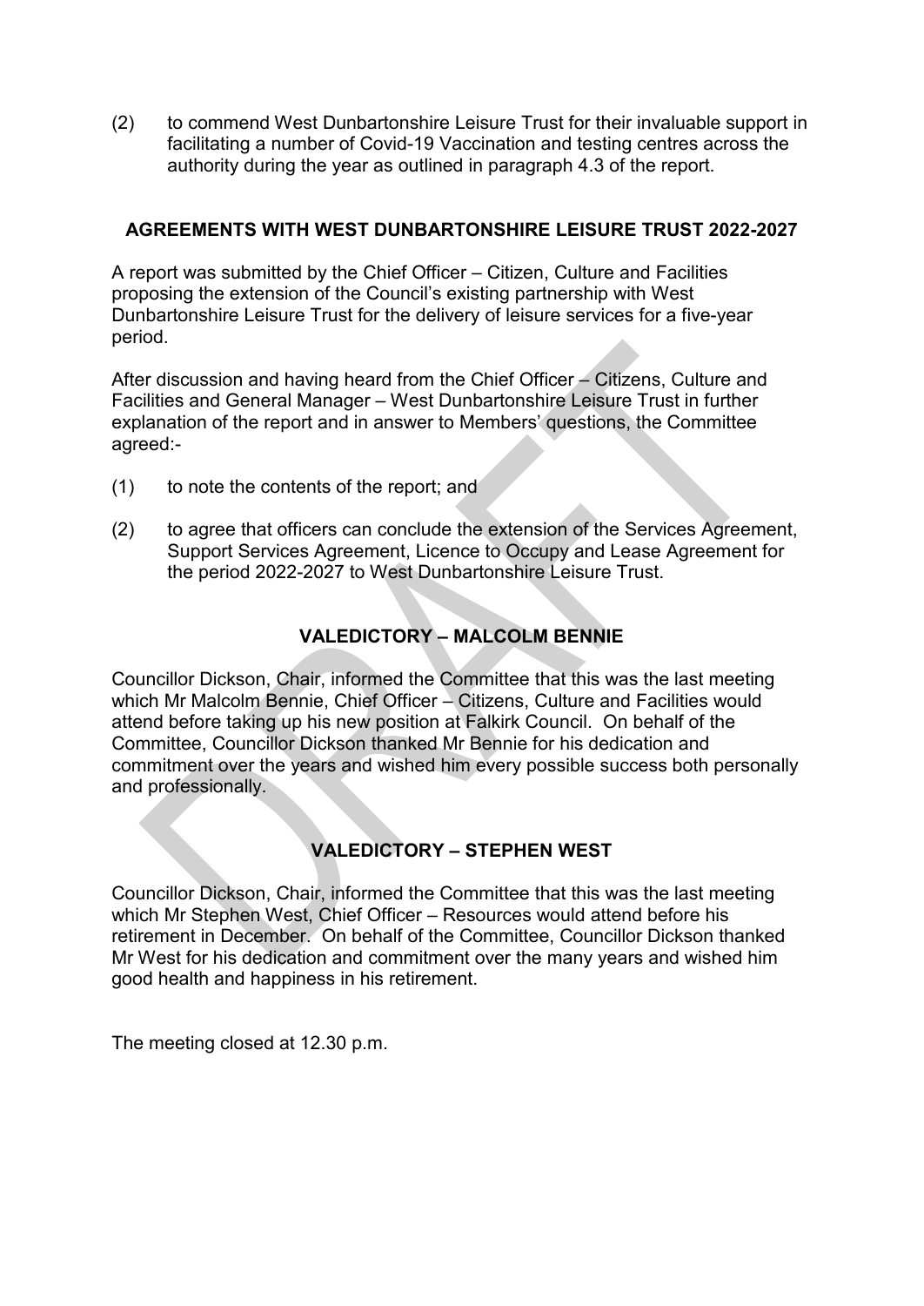(2) to commend West Dunbartonshire Leisure Trust for their invaluable support in facilitating a number of Covid-19 Vaccination and testing centres across the authority during the year as outlined in paragraph 4.3 of the report.

**AGREEMENTS WITH WEST DUNBARTONSHIRE LEISURE TRUST 2022-2027**

A report was submitted by the Chief Officer – Citizen, Culture and Facilities proposing the extension of the Council's existing partnership with West Dunbartonshire Leisure Trust for the delivery of leisure services for a five-year period.

After discussion and having heard from the Chief Officer – Citizens, Culture and Facilities and General Manager – West Dunbartonshire Leisure Trust in further explanation of the report and in answer to Members' questions, the Committee agreed:-

(1) to note the contents of the report; and

(2) to agree that officers can conclude the extension of the Services Agreement, Support Services Agreement, Licence to Occupy and Lease Agreement for the period 2022-2027 to West Dunbartonshire Leisure Trust.

**VALEDICTORY – MALCOLM BENNIE**

Councillor Dickson, Chair, informed the Committee that this was the last meeting which Mr Malcolm Bennie, Chief Officer – Citizens, Culture and Facilities would attend before taking up his new position at Falkirk Council. On behalf of the Committee, Councillor Dickson thanked Mr Bennie for his dedication and commitment over the years and wished him every possible success both personally and professionally.

**VALEDICTORY – STEPHEN WEST**

Councillor Dickson, Chair, informed the Committee that this was the last meeting which Mr Stephen West, Chief Officer – Resources would attend before his retirement in December. On behalf of the Committee, Councillor Dickson thanked Mr West for his dedication and commitment over the many years and wished him good health and happiness in his retirement.

The meeting closed at 12.30 p.m.